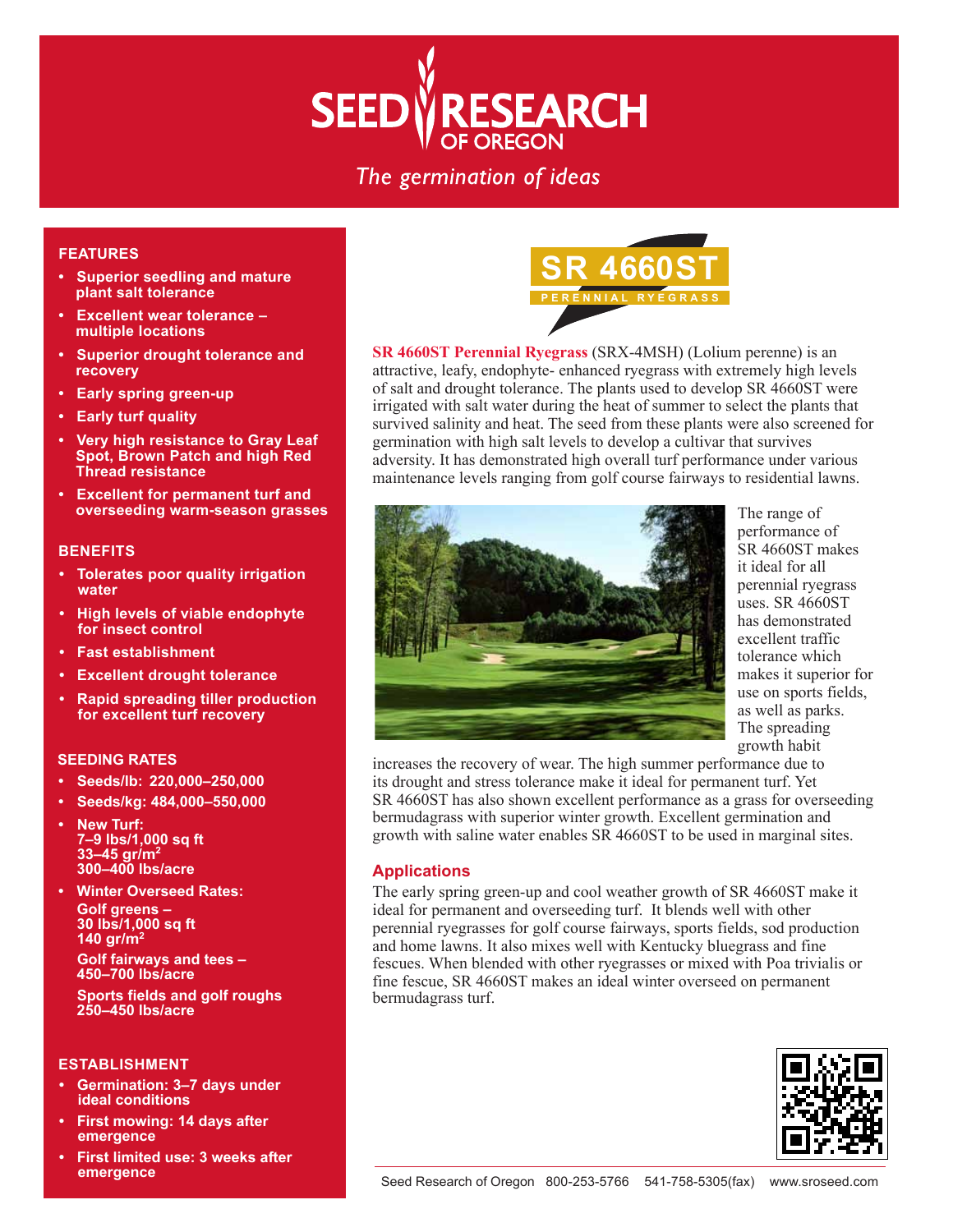# SEED RESEARCH OF OREGON

*The germination of ideas*

## FEATURES

- Superior seedling and mature plant salt tolerance
- Excellent wear tolerance – multiple locations
- Superior drought tolerance and recovery
- Early spring green-up
- Early turf quality
- Very high resistance to Gray Leaf Spot, Brown Patch and high Red Thread resistance
- Excellent for permanent turf and overseeding warm-season grasses

## BENEFITS

- Tolerates poor quality irrigation water
- High levels of viable endophyte for insect control
- Fast establishment
- Excellent drought tolerance
- Rapid spreading tiller production for excellent turf recovery

## SEEDING RATES

- Seeds/lb: 220,000–250,000
- Seeds/kg: 484,000–550,000
- New Turf:
  7–9 lbs/1,000 sq ft
  33–45 gr/m$^2$
  300–400 lbs/acre
- Winter Overseed Rates:
  Golf greens –
  30 lbs/1,000 sq ft
  140 gr/m$^2$
  Golf fairways and tees –
  450–700 lbs/acre
  Sports fields and golf roughs
  250–450 lbs/acre

## ESTABLISHMENT

- Germination: 3–7 days under ideal conditions
- First mowing: 14 days after emergence
- First limited use: 3 weeks after emergence

# SR 4660ST

PERENNIAL RYEGRASS

**SR 4660ST Perennial Ryegrass** (SRX-4MSH) (Lolium perenne) is an attractive, leafy, endophyte- enhanced ryegrass with extremely high levels of salt and drought tolerance. The plants used to develop SR 4660ST were irrigated with salt water during the heat of summer to select the plants that survived salinity and heat. The seed from these plants were also screened for germination with high salt levels to develop a cultivar that survives adversity. It has demonstrated high overall turf performance under various maintenance levels ranging from golf course fairways to residential lawns.

The range of performance of SR 4660ST makes it ideal for all perennial ryegrass uses. SR 4660ST has demonstrated excellent traffic tolerance which makes it superior for use on sports fields, as well as parks. The spreading growth habit increases the recovery of wear. The high summer performance due to its drought and stress tolerance make it ideal for permanent turf. Yet SR 4660ST has also shown excellent performance as a grass for overseeding bermudagrass with superior winter growth. Excellent germination and growth with saline water enables SR 4660ST to be used in marginal sites.

## Applications

The early spring green-up and cool weather growth of SR 4660ST make it ideal for permanent and overseeding turf. It blends well with other perennial ryegrasses for golf course fairways, sports fields, sod production and home lawns. It also mixes well with Kentucky bluegrass and fine fescues. When blended with other ryegrasses or mixed with Poa trivialis or fine fescue, SR 4660ST makes an ideal winter overseed on permanent bermudagrass turf.

Seed Research of Oregon 800-253-5766 541-758-5305(fax) www.sroseed.com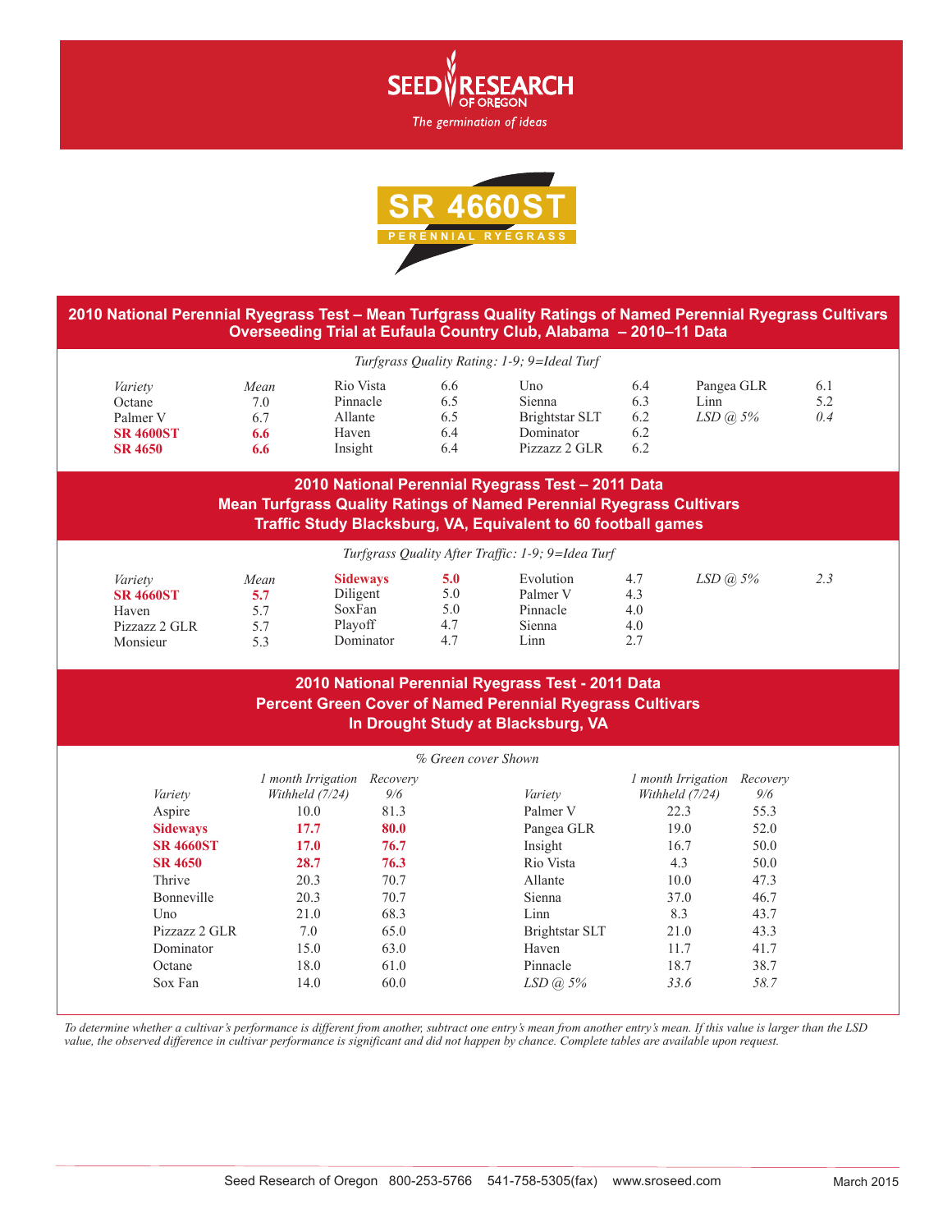# SEED RESEARCH OF OREGON

*The germination of ideas*

## SR 4660ST

PERENNIAL RYEGRASS

### 2010 National Perennial Ryegrass Test – Mean Turfgrass Quality Ratings of Named Perennial Ryegrass Cultivars Overseeding Trial at Eufaula Country Club, Alabama – 2010–11 Data

*Turfgrass Quality Rating: 1-9; 9=Ideal Turf*

| *Variety* | *Mean* | | | | | | |
|---|---|---|---|---|---|---|---|
| Octane | 7.0 | Rio Vista | 6.6 | Uno | 6.4 | Pangea GLR | 6.1 |
| Palmer V | 6.7 | Pinnacle | 6.5 | Sienna | 6.3 | Linn | 5.2 |
| **SR 4600ST** | **6.6** | Allante | 6.5 | Brightstar SLT | 6.2 | *LSD @ 5%* | *0.4* |
| **SR 4650** | **6.6** | Haven | 6.4 | Dominator | 6.2 | | |
| | | Insight | 6.4 | Pizzazz 2 GLR | 6.2 | | |

### 2010 National Perennial Ryegrass Test – 2011 Data Mean Turfgrass Quality Ratings of Named Perennial Ryegrass Cultivars Traffic Study Blacksburg, VA, Equivalent to 60 football games

*Turfgrass Quality After Traffic: 1-9; 9=Idea Turf*

| *Variety* | *Mean* | | | | | | |
|---|---|---|---|---|---|---|---|
| **SR 4660ST** | **5.7** | **Sideways** | **5.0** | Evolution | 4.7 | *LSD @ 5%* | *2.3* |
| Haven | 5.7 | Diligent | 5.0 | Palmer V | 4.3 | | |
| Pizzazz 2 GLR | 5.7 | SoxFan | 5.0 | Pinnacle | 4.0 | | |
| Monsieur | 5.3 | Playoff | 4.7 | Sienna | 4.0 | | |
| | | Dominator | 4.7 | Linn | 2.7 | | |

### 2010 National Perennial Ryegrass Test - 2011 Data Percent Green Cover of Named Perennial Ryegrass Cultivars In Drought Study at Blacksburg, VA

*% Green cover Shown*

| *Variety* | *1 month Irrigation Withheld (7/24)* | *Recovery 9/6* | *Variety* | *1 month Irrigation Withheld (7/24)* | *Recovery 9/6* |
|---|---|---|---|---|---|
| Aspire | 10.0 | 81.3 | Palmer V | 22.3 | 55.3 |
| **Sideways** | **17.7** | **80.0** | Pangea GLR | 19.0 | 52.0 |
| **SR 4660ST** | **17.0** | **76.7** | Insight | 16.7 | 50.0 |
| **SR 4650** | **28.7** | **76.3** | Rio Vista | 4.3 | 50.0 |
| Thrive | 20.3 | 70.7 | Allante | 10.0 | 47.3 |
| Bonneville | 20.3 | 70.7 | Sienna | 37.0 | 46.7 |
| Uno | 21.0 | 68.3 | Linn | 8.3 | 43.7 |
| Pizzazz 2 GLR | 7.0 | 65.0 | Brightstar SLT | 21.0 | 43.3 |
| Dominator | 15.0 | 63.0 | Haven | 11.7 | 41.7 |
| Octane | 18.0 | 61.0 | Pinnacle | 18.7 | 38.7 |
| Sox Fan | 14.0 | 60.0 | *LSD @ 5%* | *33.6* | *58.7* |

*To determine whether a cultivar's performance is different from another, subtract one entry's mean from another entry's mean. If this value is larger than the LSD value, the observed difference in cultivar performance is significant and did not happen by chance. Complete tables are available upon request.*

Seed Research of Oregon 800-253-5766 541-758-5305(fax) www.sroseed.com

March 2015